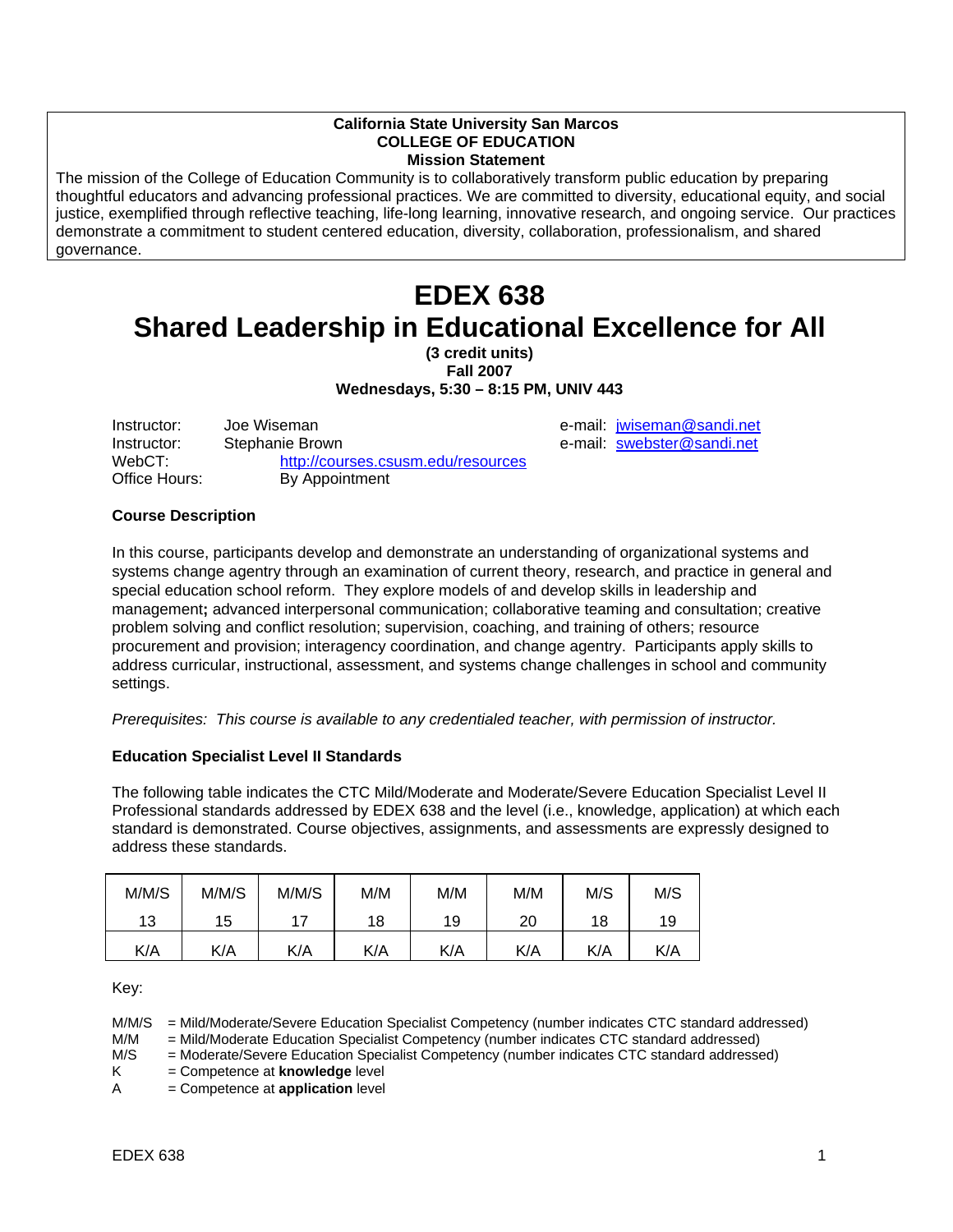**California State University San Marcos**
**COLLEGE OF EDUCATION**
**Mission Statement**

The mission of the College of Education Community is to collaboratively transform public education by preparing thoughtful educators and advancing professional practices. We are committed to diversity, educational equity, and social justice, exemplified through reflective teaching, life-long learning, innovative research, and ongoing service. Our practices demonstrate a commitment to student centered education, diversity, collaboration, professionalism, and shared governance.

# EDEX 638
# Shared Leadership in Educational Excellence for All

**(3 credit units)**
**Fall 2007**
**Wednesdays, 5:30 – 8:15 PM, UNIV 443**

Instructor: Joe Wiseman — e-mail: jwiseman@sandi.net
Instructor: Stephanie Brown — e-mail: swebster@sandi.net
WebCT: http://courses.csusm.edu/resources
Office Hours: By Appointment

### Course Description

In this course, participants develop and demonstrate an understanding of organizational systems and systems change agentry through an examination of current theory, research, and practice in general and special education school reform. They explore models of and develop skills in leadership and management**;** advanced interpersonal communication; collaborative teaming and consultation; creative problem solving and conflict resolution; supervision, coaching, and training of others; resource procurement and provision; interagency coordination, and change agentry. Participants apply skills to address curricular, instructional, assessment, and systems change challenges in school and community settings.

*Prerequisites: This course is available to any credentialed teacher, with permission of instructor.*

### Education Specialist Level II Standards

The following table indicates the CTC Mild/Moderate and Moderate/Severe Education Specialist Level II Professional standards addressed by EDEX 638 and the level (i.e., knowledge, application) at which each standard is demonstrated. Course objectives, assignments, and assessments are expressly designed to address these standards.

| M/M/S 13 | M/M/S 15 | M/M/S 17 | M/M 18 | M/M 19 | M/M 20 | M/S 18 | M/S 19 |
|---|---|---|---|---|---|---|---|
| K/A | K/A | K/A | K/A | K/A | K/A | K/A | K/A |

Key:

M/M/S = Mild/Moderate/Severe Education Specialist Competency (number indicates CTC standard addressed)
M/M = Mild/Moderate Education Specialist Competency (number indicates CTC standard addressed)
M/S = Moderate/Severe Education Specialist Competency (number indicates CTC standard addressed)
K = Competence at **knowledge** level
A = Competence at **application** level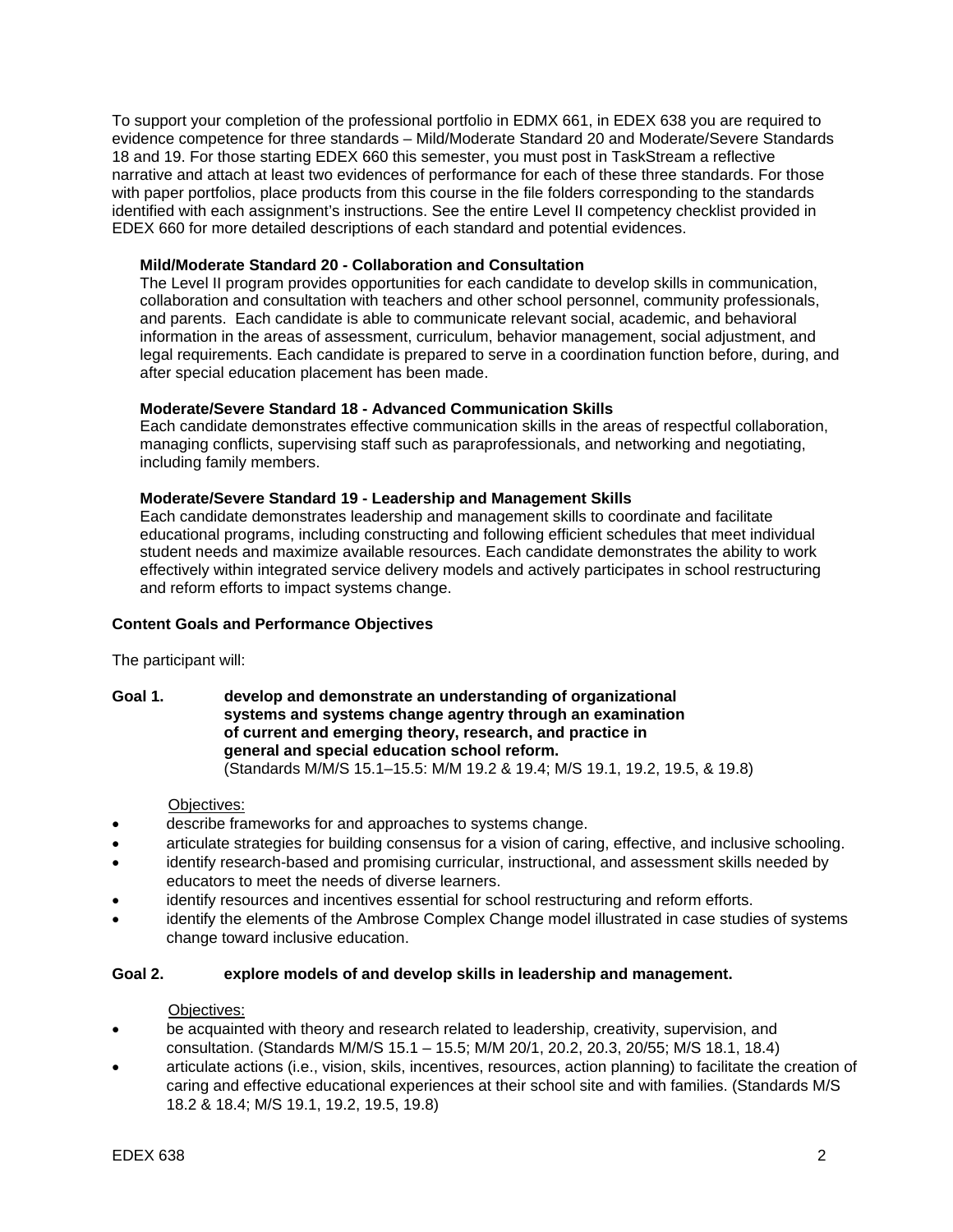To support your completion of the professional portfolio in EDMX 661, in EDEX 638 you are required to evidence competence for three standards – Mild/Moderate Standard 20 and Moderate/Severe Standards 18 and 19. For those starting EDEX 660 this semester, you must post in TaskStream a reflective narrative and attach at least two evidences of performance for each of these three standards. For those with paper portfolios, place products from this course in the file folders corresponding to the standards identified with each assignment's instructions. See the entire Level II competency checklist provided in EDEX 660 for more detailed descriptions of each standard and potential evidences.

**Mild/Moderate Standard 20 - Collaboration and Consultation**
The Level II program provides opportunities for each candidate to develop skills in communication, collaboration and consultation with teachers and other school personnel, community professionals, and parents. Each candidate is able to communicate relevant social, academic, and behavioral information in the areas of assessment, curriculum, behavior management, social adjustment, and legal requirements. Each candidate is prepared to serve in a coordination function before, during, and after special education placement has been made.

**Moderate/Severe Standard 18 - Advanced Communication Skills**
Each candidate demonstrates effective communication skills in the areas of respectful collaboration, managing conflicts, supervising staff such as paraprofessionals, and networking and negotiating, including family members.

**Moderate/Severe Standard 19 - Leadership and Management Skills**
Each candidate demonstrates leadership and management skills to coordinate and facilitate educational programs, including constructing and following efficient schedules that meet individual student needs and maximize available resources. Each candidate demonstrates the ability to work effectively within integrated service delivery models and actively participates in school restructuring and reform efforts to impact systems change.

**Content Goals and Performance Objectives**

The participant will:

**Goal 1. develop and demonstrate an understanding of organizational systems and systems change agentry through an examination of current and emerging theory, research, and practice in general and special education school reform.**
(Standards M/M/S 15.1–15.5: M/M 19.2 & 19.4; M/S 19.1, 19.2, 19.5, & 19.8)

Objectives:

- describe frameworks for and approaches to systems change.
- articulate strategies for building consensus for a vision of caring, effective, and inclusive schooling.
- identify research-based and promising curricular, instructional, and assessment skills needed by educators to meet the needs of diverse learners.
- identify resources and incentives essential for school restructuring and reform efforts.
- identify the elements of the Ambrose Complex Change model illustrated in case studies of systems change toward inclusive education.

**Goal 2. explore models of and develop skills in leadership and management.**

Objectives:

- be acquainted with theory and research related to leadership, creativity, supervision, and consultation. (Standards M/M/S 15.1 – 15.5; M/M 20/1, 20.2, 20.3, 20/55; M/S 18.1, 18.4)
- articulate actions (i.e., vision, skils, incentives, resources, action planning) to facilitate the creation of caring and effective educational experiences at their school site and with families. (Standards M/S 18.2 & 18.4; M/S 19.1, 19.2, 19.5, 19.8)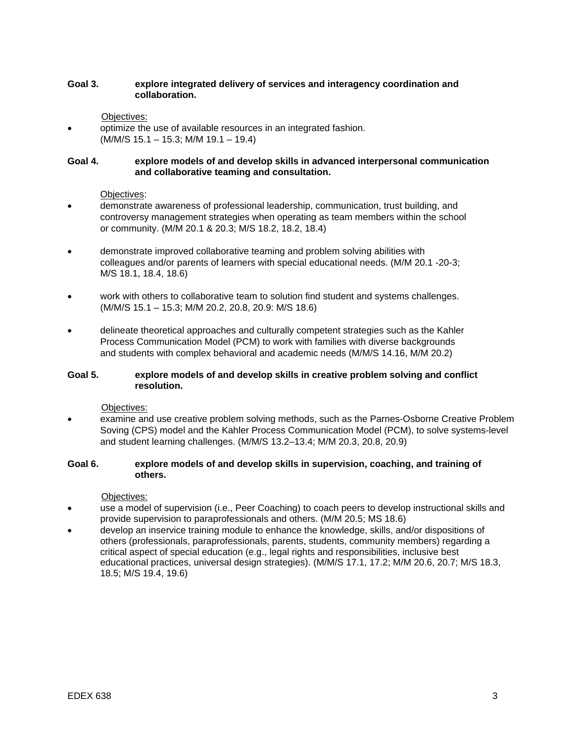**Goal 3. explore integrated delivery of services and interagency coordination and collaboration.**

Objectives:

- optimize the use of available resources in an integrated fashion. (M/M/S 15.1 – 15.3; M/M 19.1 – 19.4)

**Goal 4. explore models of and develop skills in advanced interpersonal communication and collaborative teaming and consultation.**

Objectives:

- demonstrate awareness of professional leadership, communication, trust building, and controversy management strategies when operating as team members within the school or community. (M/M 20.1 & 20.3; M/S 18.2, 18.2, 18.4)
- demonstrate improved collaborative teaming and problem solving abilities with colleagues and/or parents of learners with special educational needs. (M/M 20.1 -20-3; M/S 18.1, 18.4, 18.6)
- work with others to collaborative team to solution find student and systems challenges. (M/M/S 15.1 – 15.3; M/M 20.2, 20.8, 20.9: M/S 18.6)
- delineate theoretical approaches and culturally competent strategies such as the Kahler Process Communication Model (PCM) to work with families with diverse backgrounds and students with complex behavioral and academic needs (M/M/S 14.16, M/M 20.2)

**Goal 5. explore models of and develop skills in creative problem solving and conflict resolution.**

Objectives:

- examine and use creative problem solving methods, such as the Parnes-Osborne Creative Problem Soving (CPS) model and the Kahler Process Communication Model (PCM), to solve systems-level and student learning challenges. (M/M/S 13.2–13.4; M/M 20.3, 20.8, 20.9)

**Goal 6. explore models of and develop skills in supervision, coaching, and training of others.**

Objectives:

- use a model of supervision (i.e., Peer Coaching) to coach peers to develop instructional skills and provide supervision to paraprofessionals and others. (M/M 20.5; MS 18.6)
- develop an inservice training module to enhance the knowledge, skills, and/or dispositions of others (professionals, paraprofessionals, parents, students, community members) regarding a critical aspect of special education (e.g., legal rights and responsibilities, inclusive best educational practices, universal design strategies). (M/M/S 17.1, 17.2; M/M 20.6, 20.7; M/S 18.3, 18.5; M/S 19.4, 19.6)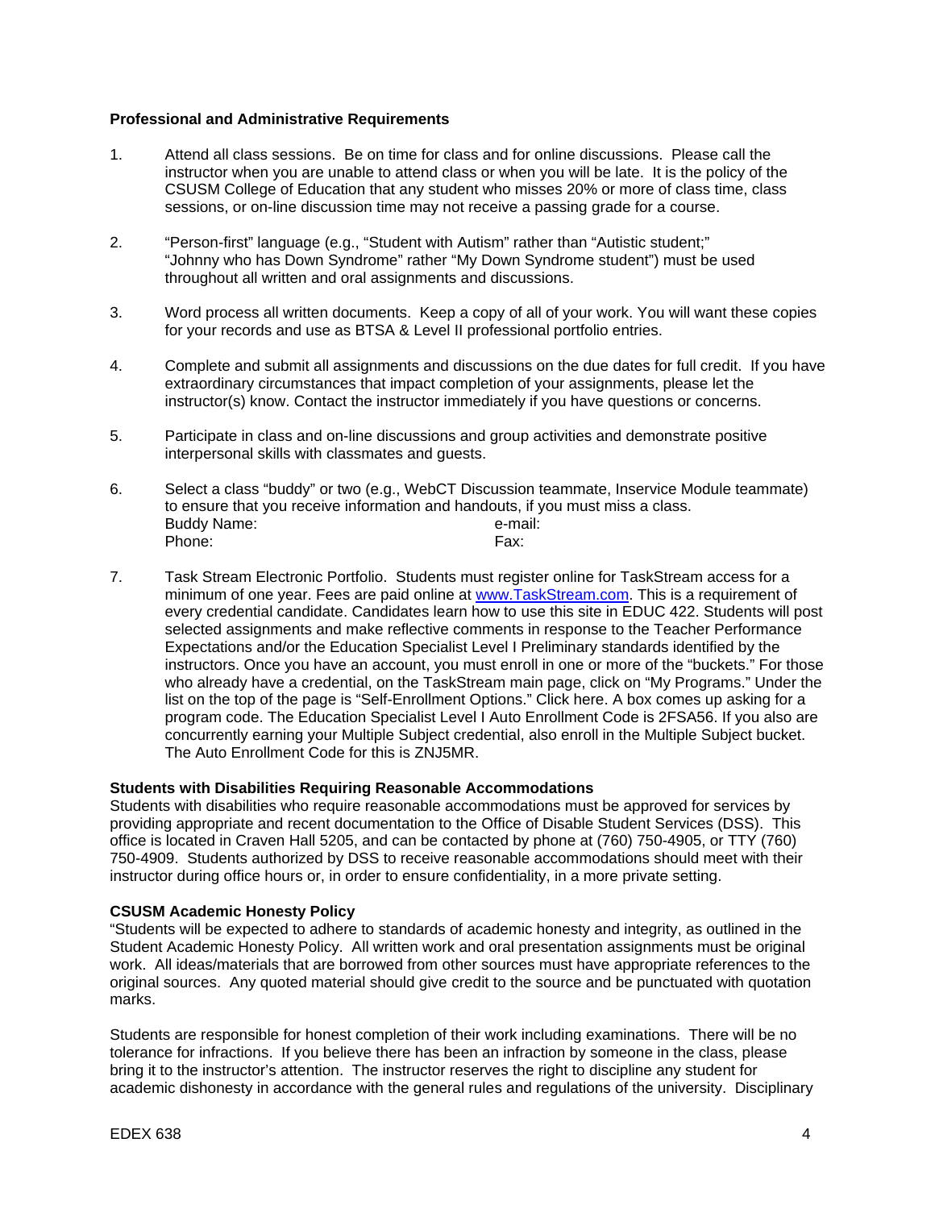**Professional and Administrative Requirements**

1. Attend all class sessions. Be on time for class and for online discussions. Please call the instructor when you are unable to attend class or when you will be late. It is the policy of the CSUSM College of Education that any student who misses 20% or more of class time, class sessions, or on-line discussion time may not receive a passing grade for a course.

2. "Person-first" language (e.g., "Student with Autism" rather than "Autistic student;" "Johnny who has Down Syndrome" rather "My Down Syndrome student") must be used throughout all written and oral assignments and discussions.

3. Word process all written documents. Keep a copy of all of your work. You will want these copies for your records and use as BTSA & Level II professional portfolio entries.

4. Complete and submit all assignments and discussions on the due dates for full credit. If you have extraordinary circumstances that impact completion of your assignments, please let the instructor(s) know. Contact the instructor immediately if you have questions or concerns.

5. Participate in class and on-line discussions and group activities and demonstrate positive interpersonal skills with classmates and guests.

6. Select a class "buddy" or two (e.g., WebCT Discussion teammate, Inservice Module teammate) to ensure that you receive information and handouts, if you must miss a class.
   Buddy Name: e-mail:
   Phone: Fax:

7. Task Stream Electronic Portfolio. Students must register online for TaskStream access for a minimum of one year. Fees are paid online at www.TaskStream.com. This is a requirement of every credential candidate. Candidates learn how to use this site in EDUC 422. Students will post selected assignments and make reflective comments in response to the Teacher Performance Expectations and/or the Education Specialist Level I Preliminary standards identified by the instructors. Once you have an account, you must enroll in one or more of the "buckets." For those who already have a credential, on the TaskStream main page, click on "My Programs." Under the list on the top of the page is "Self-Enrollment Options." Click here. A box comes up asking for a program code. The Education Specialist Level I Auto Enrollment Code is 2FSA56. If you also are concurrently earning your Multiple Subject credential, also enroll in the Multiple Subject bucket. The Auto Enrollment Code for this is ZNJ5MR.

**Students with Disabilities Requiring Reasonable Accommodations**
Students with disabilities who require reasonable accommodations must be approved for services by providing appropriate and recent documentation to the Office of Disable Student Services (DSS). This office is located in Craven Hall 5205, and can be contacted by phone at (760) 750-4905, or TTY (760) 750-4909. Students authorized by DSS to receive reasonable accommodations should meet with their instructor during office hours or, in order to ensure confidentiality, in a more private setting.

**CSUSM Academic Honesty Policy**
"Students will be expected to adhere to standards of academic honesty and integrity, as outlined in the Student Academic Honesty Policy. All written work and oral presentation assignments must be original work. All ideas/materials that are borrowed from other sources must have appropriate references to the original sources. Any quoted material should give credit to the source and be punctuated with quotation marks.

Students are responsible for honest completion of their work including examinations. There will be no tolerance for infractions. If you believe there has been an infraction by someone in the class, please bring it to the instructor's attention. The instructor reserves the right to discipline any student for academic dishonesty in accordance with the general rules and regulations of the university. Disciplinary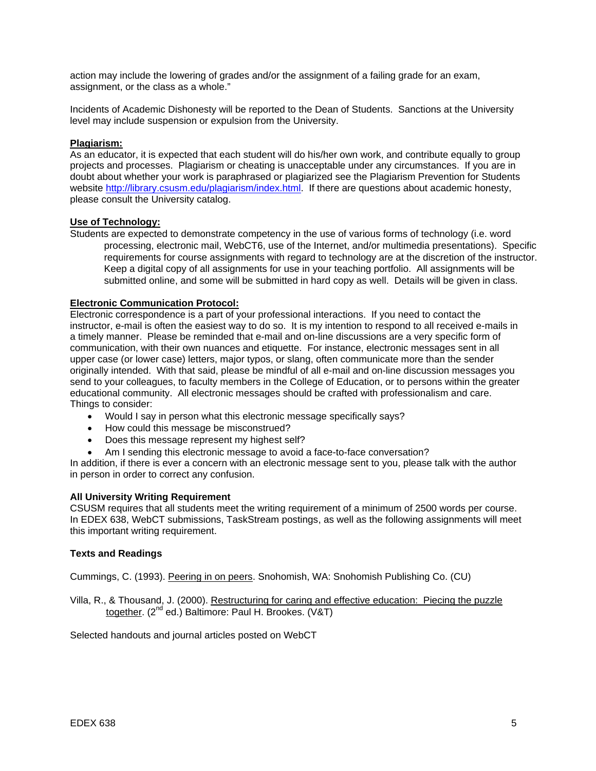action may include the lowering of grades and/or the assignment of a failing grade for an exam, assignment, or the class as a whole."

Incidents of Academic Dishonesty will be reported to the Dean of Students. Sanctions at the University level may include suspension or expulsion from the University.

**Plagiarism:**
As an educator, it is expected that each student will do his/her own work, and contribute equally to group projects and processes. Plagiarism or cheating is unacceptable under any circumstances. If you are in doubt about whether your work is paraphrased or plagiarized see the Plagiarism Prevention for Students website http://library.csusm.edu/plagiarism/index.html. If there are questions about academic honesty, please consult the University catalog.

**Use of Technology:**
Students are expected to demonstrate competency in the use of various forms of technology (i.e. word processing, electronic mail, WebCT6, use of the Internet, and/or multimedia presentations). Specific requirements for course assignments with regard to technology are at the discretion of the instructor. Keep a digital copy of all assignments for use in your teaching portfolio. All assignments will be submitted online, and some will be submitted in hard copy as well. Details will be given in class.

**Electronic Communication Protocol:**
Electronic correspondence is a part of your professional interactions. If you need to contact the instructor, e-mail is often the easiest way to do so. It is my intention to respond to all received e-mails in a timely manner. Please be reminded that e-mail and on-line discussions are a very specific form of communication, with their own nuances and etiquette. For instance, electronic messages sent in all upper case (or lower case) letters, major typos, or slang, often communicate more than the sender originally intended. With that said, please be mindful of all e-mail and on-line discussion messages you send to your colleagues, to faculty members in the College of Education, or to persons within the greater educational community. All electronic messages should be crafted with professionalism and care.
Things to consider:

- Would I say in person what this electronic message specifically says?
- How could this message be misconstrued?
- Does this message represent my highest self?
- Am I sending this electronic message to avoid a face-to-face conversation?

In addition, if there is ever a concern with an electronic message sent to you, please talk with the author in person in order to correct any confusion.

**All University Writing Requirement**
CSUSM requires that all students meet the writing requirement of a minimum of 2500 words per course. In EDEX 638, WebCT submissions, TaskStream postings, as well as the following assignments will meet this important writing requirement.

**Texts and Readings**

Cummings, C. (1993). Peering in on peers. Snohomish, WA: Snohomish Publishing Co. (CU)

Villa, R., & Thousand, J. (2000). Restructuring for caring and effective education: Piecing the puzzle together. (2nd ed.) Baltimore: Paul H. Brookes. (V&T)

Selected handouts and journal articles posted on WebCT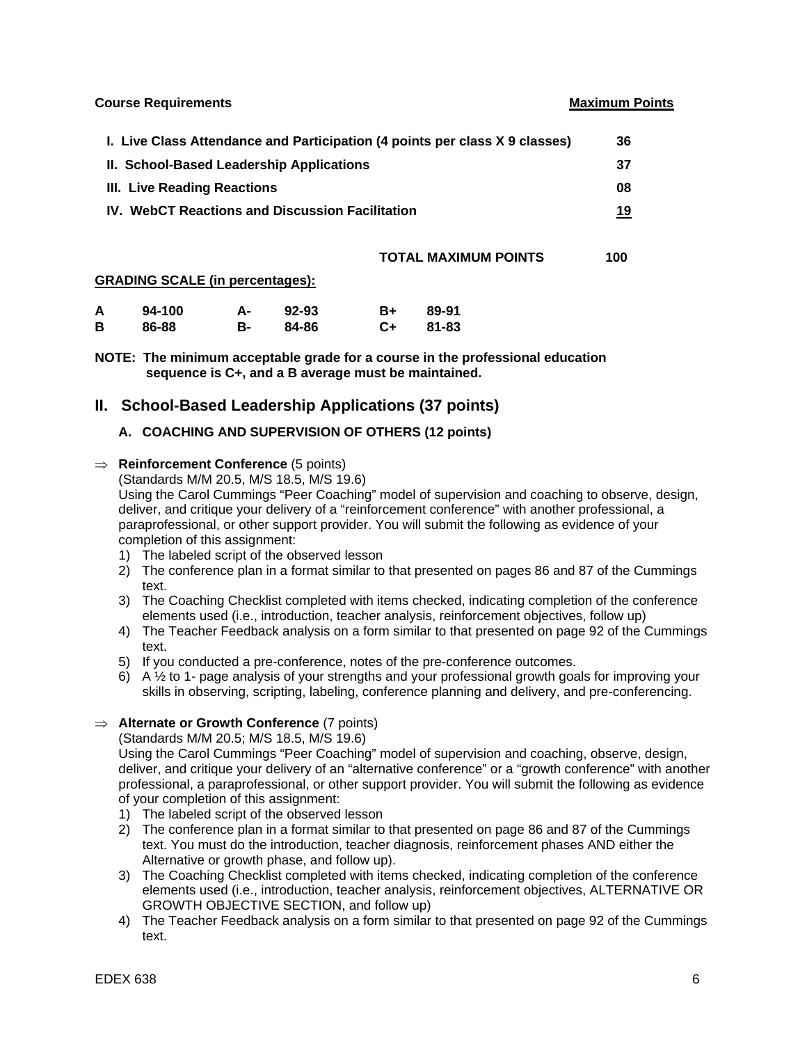| **Course Requirements** | **Maximum Points** |
|---|---|
| **I. Live Class Attendance and Participation (4 points per class X 9 classes)** | **36** |
| **II. School-Based Leadership Applications** | **37** |
| **III. Live Reading Reactions** | **08** |
| **IV. WebCT Reactions and Discussion Facilitation** | **19** |
| **TOTAL MAXIMUM POINTS** | **100** |

**GRADING SCALE (in percentages):**

| | | | | | |
|---|---|---|---|---|---|
| **A** | **94-100** | **A-** | **92-93** | **B+** | **89-91** |
| **B** | **86-88** | **B-** | **84-86** | **C+** | **81-83** |

**NOTE: The minimum acceptable grade for a course in the professional education sequence is C+, and a B average must be maintained.**

## II. School-Based Leadership Applications (37 points)

### A. COACHING AND SUPERVISION OF OTHERS (12 points)

⇒ **Reinforcement Conference** (5 points)
(Standards M/M 20.5, M/S 18.5, M/S 19.6)
Using the Carol Cummings "Peer Coaching" model of supervision and coaching to observe, design, deliver, and critique your delivery of a "reinforcement conference" with another professional, a paraprofessional, or other support provider. You will submit the following as evidence of your completion of this assignment:

1) The labeled script of the observed lesson
2) The conference plan in a format similar to that presented on pages 86 and 87 of the Cummings text.
3) The Coaching Checklist completed with items checked, indicating completion of the conference elements used (i.e., introduction, teacher analysis, reinforcement objectives, follow up)
4) The Teacher Feedback analysis on a form similar to that presented on page 92 of the Cummings text.
5) If you conducted a pre-conference, notes of the pre-conference outcomes.
6) A ½ to 1- page analysis of your strengths and your professional growth goals for improving your skills in observing, scripting, labeling, conference planning and delivery, and pre-conferencing.

⇒ **Alternate or Growth Conference** (7 points)
(Standards M/M 20.5; M/S 18.5, M/S 19.6)
Using the Carol Cummings "Peer Coaching" model of supervision and coaching, observe, design, deliver, and critique your delivery of an "alternative conference" or a "growth conference" with another professional, a paraprofessional, or other support provider. You will submit the following as evidence of your completion of this assignment:

1) The labeled script of the observed lesson
2) The conference plan in a format similar to that presented on page 86 and 87 of the Cummings text. You must do the introduction, teacher diagnosis, reinforcement phases AND either the Alternative or growth phase, and follow up).
3) The Coaching Checklist completed with items checked, indicating completion of the conference elements used (i.e., introduction, teacher analysis, reinforcement objectives, ALTERNATIVE OR GROWTH OBJECTIVE SECTION, and follow up)
4) The Teacher Feedback analysis on a form similar to that presented on page 92 of the Cummings text.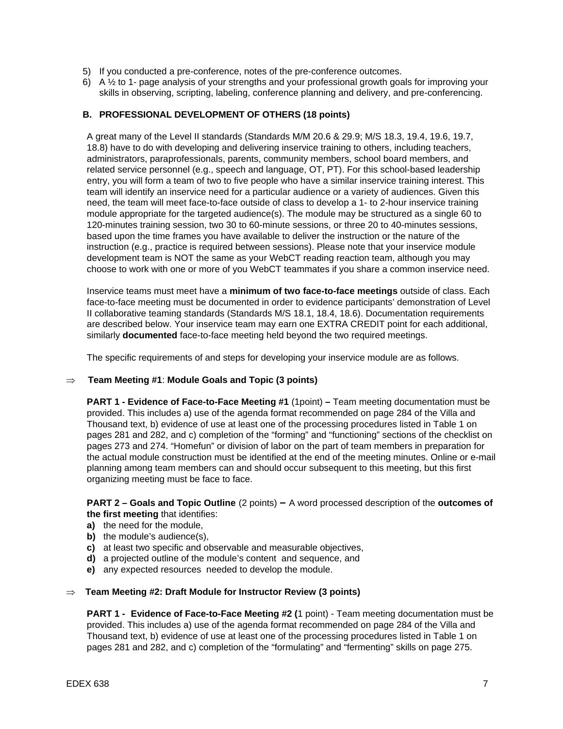5) If you conducted a pre-conference, notes of the pre-conference outcomes.
6) A ½ to 1- page analysis of your strengths and your professional growth goals for improving your skills in observing, scripting, labeling, conference planning and delivery, and pre-conferencing.

### B. PROFESSIONAL DEVELOPMENT OF OTHERS (18 points)

A great many of the Level II standards (Standards M/M 20.6 & 29.9; M/S 18.3, 19.4, 19.6, 19.7, 18.8) have to do with developing and delivering inservice training to others, including teachers, administrators, paraprofessionals, parents, community members, school board members, and related service personnel (e.g., speech and language, OT, PT). For this school-based leadership entry, you will form a team of two to five people who have a similar inservice training interest. This team will identify an inservice need for a particular audience or a variety of audiences. Given this need, the team will meet face-to-face outside of class to develop a 1- to 2-hour inservice training module appropriate for the targeted audience(s). The module may be structured as a single 60 to 120-minutes training session, two 30 to 60-minute sessions, or three 20 to 40-minutes sessions, based upon the time frames you have available to deliver the instruction or the nature of the instruction (e.g., practice is required between sessions). Please note that your inservice module development team is NOT the same as your WebCT reading reaction team, although you may choose to work with one or more of you WebCT teammates if you share a common inservice need.

Inservice teams must meet have a **minimum of two face-to-face meetings** outside of class. Each face-to-face meeting must be documented in order to evidence participants' demonstration of Level II collaborative teaming standards (Standards M/S 18.1, 18.4, 18.6). Documentation requirements are described below. Your inservice team may earn one EXTRA CREDIT point for each additional, similarly **documented** face-to-face meeting held beyond the two required meetings.

The specific requirements of and steps for developing your inservice module are as follows.

⇒ **Team Meeting #1**: **Module Goals and Topic (3 points)**

**PART 1 - Evidence of Face-to-Face Meeting #1** (1point) **–** Team meeting documentation must be provided. This includes a) use of the agenda format recommended on page 284 of the Villa and Thousand text, b) evidence of use at least one of the processing procedures listed in Table 1 on pages 281 and 282, and c) completion of the "forming" and "functioning" sections of the checklist on pages 273 and 274. "Homefun" or division of labor on the part of team members in preparation for the actual module construction must be identified at the end of the meeting minutes. Online or e-mail planning among team members can and should occur subsequent to this meeting, but this first organizing meeting must be face to face.

**PART 2 – Goals and Topic Outline** (2 points) **–** A word processed description of the **outcomes of the first meeting** that identifies:

**a)** the need for the module,
**b)** the module's audience(s),
**c)** at least two specific and observable and measurable objectives,
**d)** a projected outline of the module's content and sequence, and
**e)** any expected resources needed to develop the module.

⇒ **Team Meeting #2: Draft Module for Instructor Review (3 points)**

**PART 1 - Evidence of Face-to-Face Meeting #2 (**1 point) - Team meeting documentation must be provided. This includes a) use of the agenda format recommended on page 284 of the Villa and Thousand text, b) evidence of use at least one of the processing procedures listed in Table 1 on pages 281 and 282, and c) completion of the "formulating" and "fermenting" skills on page 275.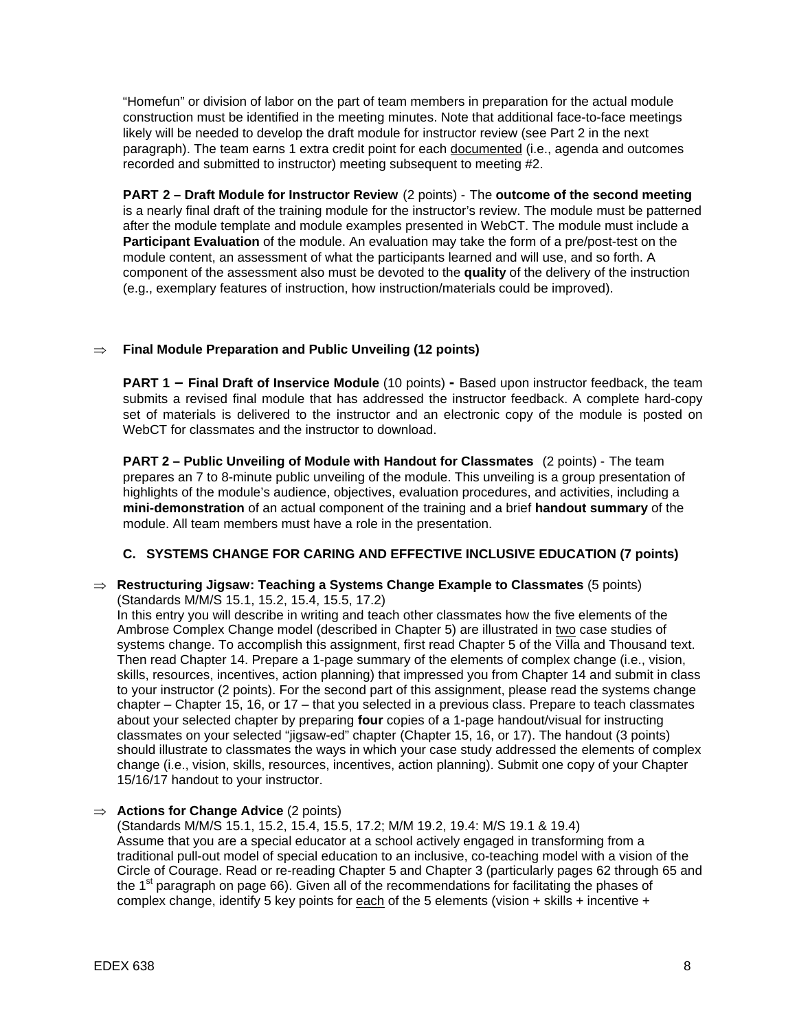"Homefun" or division of labor on the part of team members in preparation for the actual module construction must be identified in the meeting minutes. Note that additional face-to-face meetings likely will be needed to develop the draft module for instructor review (see Part 2 in the next paragraph). The team earns 1 extra credit point for each documented (i.e., agenda and outcomes recorded and submitted to instructor) meeting subsequent to meeting #2.

**PART 2 – Draft Module for Instructor Review** (2 points) - The **outcome of the second meeting** is a nearly final draft of the training module for the instructor's review. The module must be patterned after the module template and module examples presented in WebCT. The module must include a **Participant Evaluation** of the module. An evaluation may take the form of a pre/post-test on the module content, an assessment of what the participants learned and will use, and so forth. A component of the assessment also must be devoted to the **quality** of the delivery of the instruction (e.g., exemplary features of instruction, how instruction/materials could be improved).

⇒ **Final Module Preparation and Public Unveiling (12 points)**

**PART 1 – Final Draft of Inservice Module** (10 points) **-** Based upon instructor feedback, the team submits a revised final module that has addressed the instructor feedback. A complete hard-copy set of materials is delivered to the instructor and an electronic copy of the module is posted on WebCT for classmates and the instructor to download.

**PART 2 – Public Unveiling of Module with Handout for Classmates** (2 points) - The team prepares an 7 to 8-minute public unveiling of the module. This unveiling is a group presentation of highlights of the module's audience, objectives, evaluation procedures, and activities, including a **mini-demonstration** of an actual component of the training and a brief **handout summary** of the module. All team members must have a role in the presentation.

### C. SYSTEMS CHANGE FOR CARING AND EFFECTIVE INCLUSIVE EDUCATION (7 points)

⇒ **Restructuring Jigsaw: Teaching a Systems Change Example to Classmates** (5 points)
(Standards M/M/S 15.1, 15.2, 15.4, 15.5, 17.2)
In this entry you will describe in writing and teach other classmates how the five elements of the Ambrose Complex Change model (described in Chapter 5) are illustrated in two case studies of systems change. To accomplish this assignment, first read Chapter 5 of the Villa and Thousand text. Then read Chapter 14. Prepare a 1-page summary of the elements of complex change (i.e., vision, skills, resources, incentives, action planning) that impressed you from Chapter 14 and submit in class to your instructor (2 points). For the second part of this assignment, please read the systems change chapter – Chapter 15, 16, or 17 – that you selected in a previous class. Prepare to teach classmates about your selected chapter by preparing **four** copies of a 1-page handout/visual for instructing classmates on your selected "jigsaw-ed" chapter (Chapter 15, 16, or 17). The handout (3 points) should illustrate to classmates the ways in which your case study addressed the elements of complex change (i.e., vision, skills, resources, incentives, action planning). Submit one copy of your Chapter 15/16/17 handout to your instructor.

⇒ **Actions for Change Advice** (2 points)
(Standards M/M/S 15.1, 15.2, 15.4, 15.5, 17.2; M/M 19.2, 19.4: M/S 19.1 & 19.4)
Assume that you are a special educator at a school actively engaged in transforming from a traditional pull-out model of special education to an inclusive, co-teaching model with a vision of the Circle of Courage. Read or re-reading Chapter 5 and Chapter 3 (particularly pages 62 through 65 and the 1st paragraph on page 66). Given all of the recommendations for facilitating the phases of complex change, identify 5 key points for each of the 5 elements (vision + skills + incentive +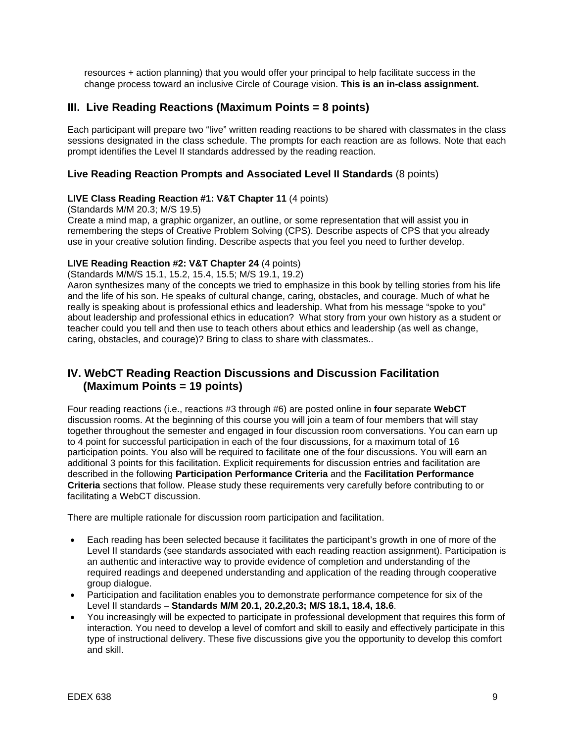resources + action planning) that you would offer your principal to help facilitate success in the change process toward an inclusive Circle of Courage vision. **This is an in-class assignment.**

## III. Live Reading Reactions (Maximum Points = 8 points)

Each participant will prepare two "live" written reading reactions to be shared with classmates in the class sessions designated in the class schedule. The prompts for each reaction are as follows. Note that each prompt identifies the Level II standards addressed by the reading reaction.

### Live Reading Reaction Prompts and Associated Level II Standards (8 points)

**LIVE Class Reading Reaction #1: V&T Chapter 11** (4 points)
(Standards M/M 20.3; M/S 19.5)
Create a mind map, a graphic organizer, an outline, or some representation that will assist you in remembering the steps of Creative Problem Solving (CPS). Describe aspects of CPS that you already use in your creative solution finding. Describe aspects that you feel you need to further develop.

**LIVE Reading Reaction #2: V&T Chapter 24** (4 points)
(Standards M/M/S 15.1, 15.2, 15.4, 15.5; M/S 19.1, 19.2)
Aaron synthesizes many of the concepts we tried to emphasize in this book by telling stories from his life and the life of his son. He speaks of cultural change, caring, obstacles, and courage. Much of what he really is speaking about is professional ethics and leadership. What from his message "spoke to you" about leadership and professional ethics in education? What story from your own history as a student or teacher could you tell and then use to teach others about ethics and leadership (as well as change, caring, obstacles, and courage)? Bring to class to share with classmates..

## IV. WebCT Reading Reaction Discussions and Discussion Facilitation (Maximum Points = 19 points)

Four reading reactions (i.e., reactions #3 through #6) are posted online in **four** separate **WebCT** discussion rooms. At the beginning of this course you will join a team of four members that will stay together throughout the semester and engaged in four discussion room conversations. You can earn up to 4 point for successful participation in each of the four discussions, for a maximum total of 16 participation points. You also will be required to facilitate one of the four discussions. You will earn an additional 3 points for this facilitation. Explicit requirements for discussion entries and facilitation are described in the following **Participation Performance Criteria** and the **Facilitation Performance Criteria** sections that follow. Please study these requirements very carefully before contributing to or facilitating a WebCT discussion.

There are multiple rationale for discussion room participation and facilitation.

- Each reading has been selected because it facilitates the participant's growth in one of more of the Level II standards (see standards associated with each reading reaction assignment). Participation is an authentic and interactive way to provide evidence of completion and understanding of the required readings and deepened understanding and application of the reading through cooperative group dialogue.
- Participation and facilitation enables you to demonstrate performance competence for six of the Level II standards – **Standards M/M 20.1, 20.2,20.3; M/S 18.1, 18.4, 18.6**.
- You increasingly will be expected to participate in professional development that requires this form of interaction. You need to develop a level of comfort and skill to easily and effectively participate in this type of instructional delivery. These five discussions give you the opportunity to develop this comfort and skill.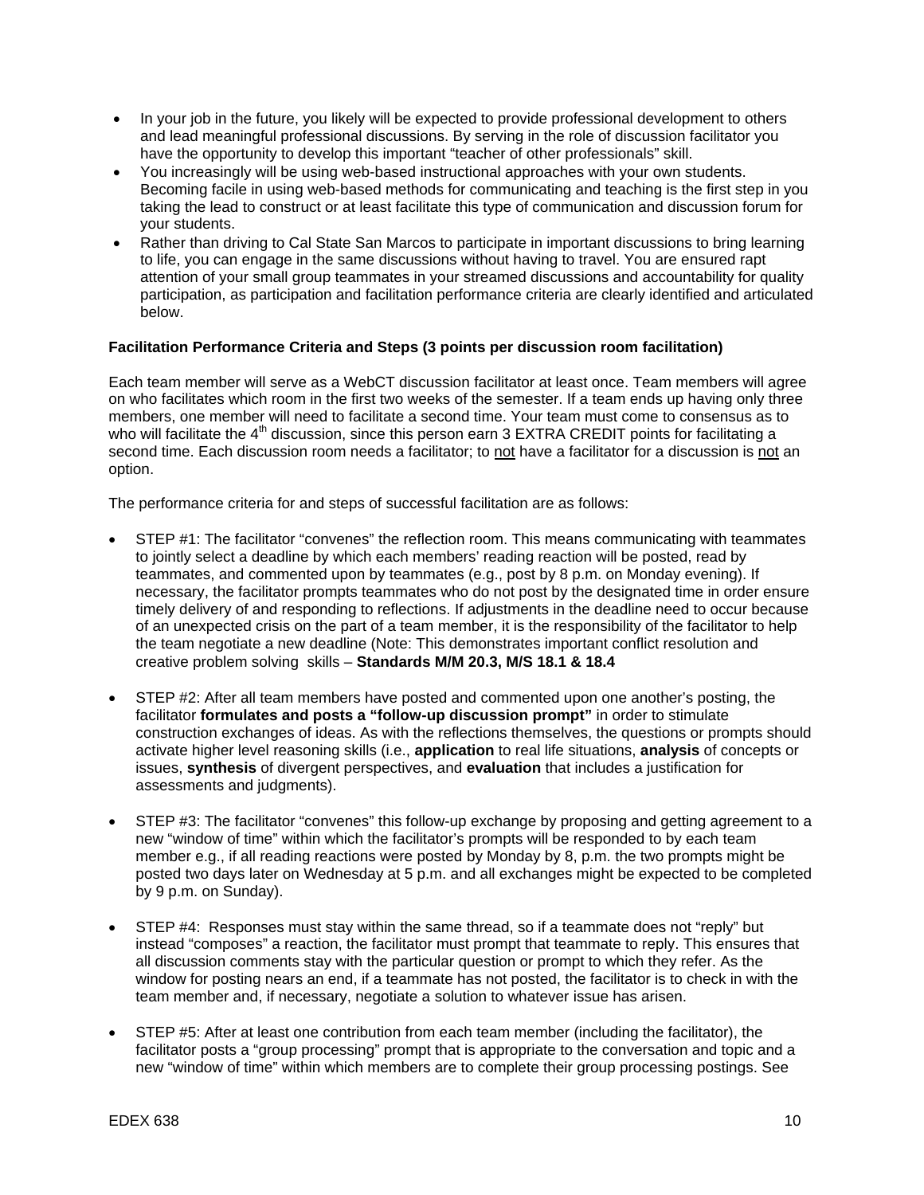- In your job in the future, you likely will be expected to provide professional development to others and lead meaningful professional discussions. By serving in the role of discussion facilitator you have the opportunity to develop this important "teacher of other professionals" skill.
- You increasingly will be using web-based instructional approaches with your own students. Becoming facile in using web-based methods for communicating and teaching is the first step in you taking the lead to construct or at least facilitate this type of communication and discussion forum for your students.
- Rather than driving to Cal State San Marcos to participate in important discussions to bring learning to life, you can engage in the same discussions without having to travel. You are ensured rapt attention of your small group teammates in your streamed discussions and accountability for quality participation, as participation and facilitation performance criteria are clearly identified and articulated below.

**Facilitation Performance Criteria and Steps (3 points per discussion room facilitation)**

Each team member will serve as a WebCT discussion facilitator at least once. Team members will agree on who facilitates which room in the first two weeks of the semester. If a team ends up having only three members, one member will need to facilitate a second time. Your team must come to consensus as to who will facilitate the 4th discussion, since this person earn 3 EXTRA CREDIT points for facilitating a second time. Each discussion room needs a facilitator; to not have a facilitator for a discussion is not an option.

The performance criteria for and steps of successful facilitation are as follows:

- STEP #1: The facilitator "convenes" the reflection room. This means communicating with teammates to jointly select a deadline by which each members' reading reaction will be posted, read by teammates, and commented upon by teammates (e.g., post by 8 p.m. on Monday evening). If necessary, the facilitator prompts teammates who do not post by the designated time in order ensure timely delivery of and responding to reflections. If adjustments in the deadline need to occur because of an unexpected crisis on the part of a team member, it is the responsibility of the facilitator to help the team negotiate a new deadline (Note: This demonstrates important conflict resolution and creative problem solving skills – **Standards M/M 20.3, M/S 18.1 & 18.4**

- STEP #2: After all team members have posted and commented upon one another's posting, the facilitator **formulates and posts a "follow-up discussion prompt"** in order to stimulate construction exchanges of ideas. As with the reflections themselves, the questions or prompts should activate higher level reasoning skills (i.e., **application** to real life situations, **analysis** of concepts or issues, **synthesis** of divergent perspectives, and **evaluation** that includes a justification for assessments and judgments).

- STEP #3: The facilitator "convenes" this follow-up exchange by proposing and getting agreement to a new "window of time" within which the facilitator's prompts will be responded to by each team member e.g., if all reading reactions were posted by Monday by 8, p.m. the two prompts might be posted two days later on Wednesday at 5 p.m. and all exchanges might be expected to be completed by 9 p.m. on Sunday).

- STEP #4: Responses must stay within the same thread, so if a teammate does not "reply" but instead "composes" a reaction, the facilitator must prompt that teammate to reply. This ensures that all discussion comments stay with the particular question or prompt to which they refer. As the window for posting nears an end, if a teammate has not posted, the facilitator is to check in with the team member and, if necessary, negotiate a solution to whatever issue has arisen.

- STEP #5: After at least one contribution from each team member (including the facilitator), the facilitator posts a "group processing" prompt that is appropriate to the conversation and topic and a new "window of time" within which members are to complete their group processing postings. See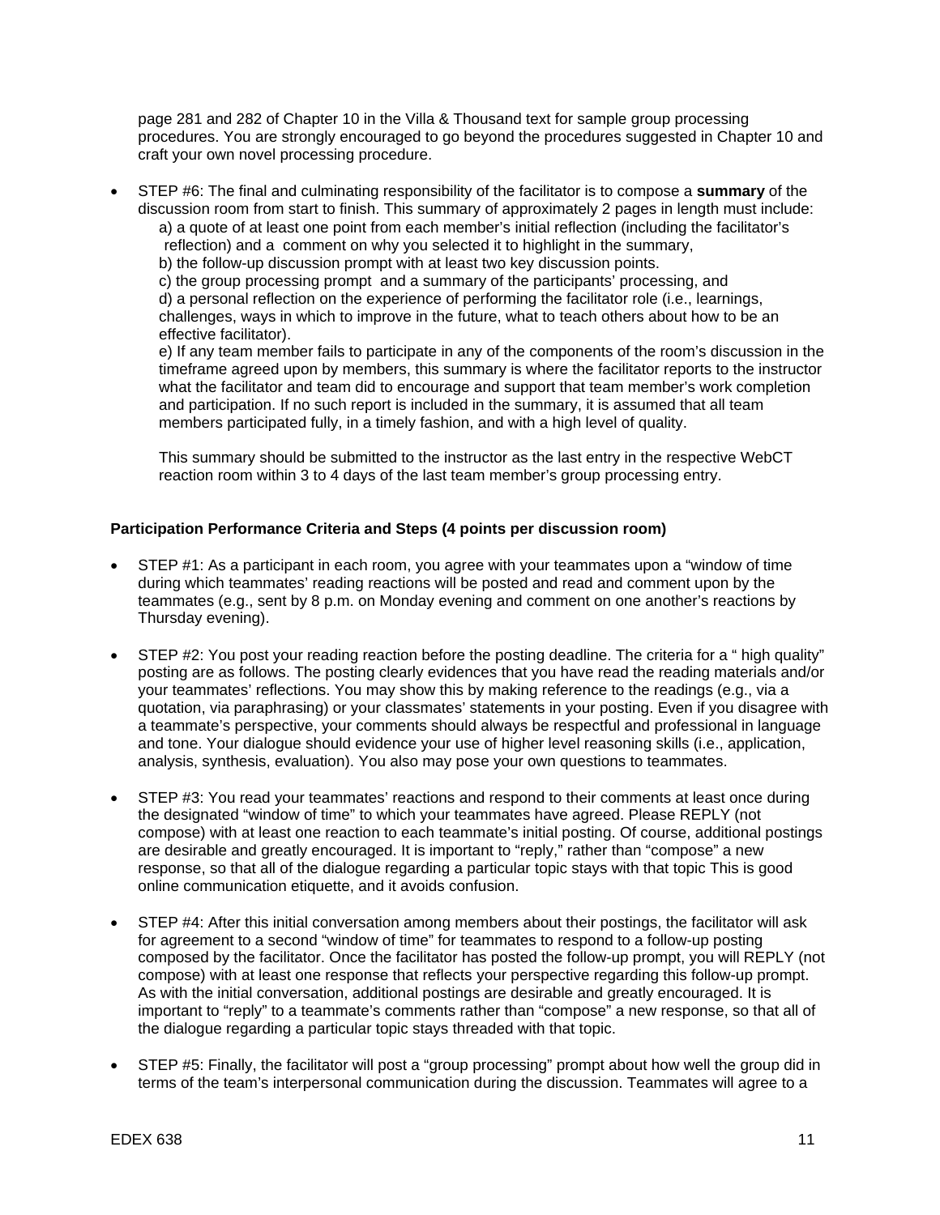page 281 and 282 of Chapter 10 in the Villa & Thousand text for sample group processing procedures. You are strongly encouraged to go beyond the procedures suggested in Chapter 10 and craft your own novel processing procedure.

- STEP #6: The final and culminating responsibility of the facilitator is to compose a **summary** of the discussion room from start to finish. This summary of approximately 2 pages in length must include:
  a) a quote of at least one point from each member's initial reflection (including the facilitator's reflection) and a comment on why you selected it to highlight in the summary,
  b) the follow-up discussion prompt with at least two key discussion points.
  c) the group processing prompt and a summary of the participants' processing, and
  d) a personal reflection on the experience of performing the facilitator role (i.e., learnings, challenges, ways in which to improve in the future, what to teach others about how to be an effective facilitator).
  e) If any team member fails to participate in any of the components of the room's discussion in the timeframe agreed upon by members, this summary is where the facilitator reports to the instructor what the facilitator and team did to encourage and support that team member's work completion and participation. If no such report is included in the summary, it is assumed that all team members participated fully, in a timely fashion, and with a high level of quality.

  This summary should be submitted to the instructor as the last entry in the respective WebCT reaction room within 3 to 4 days of the last team member's group processing entry.

**Participation Performance Criteria and Steps (4 points per discussion room)**

- STEP #1: As a participant in each room, you agree with your teammates upon a "window of time during which teammates' reading reactions will be posted and read and comment upon by the teammates (e.g., sent by 8 p.m. on Monday evening and comment on one another's reactions by Thursday evening).
- STEP #2: You post your reading reaction before the posting deadline. The criteria for a " high quality" posting are as follows. The posting clearly evidences that you have read the reading materials and/or your teammates' reflections. You may show this by making reference to the readings (e.g., via a quotation, via paraphrasing) or your classmates' statements in your posting. Even if you disagree with a teammate's perspective, your comments should always be respectful and professional in language and tone. Your dialogue should evidence your use of higher level reasoning skills (i.e., application, analysis, synthesis, evaluation). You also may pose your own questions to teammates.
- STEP #3: You read your teammates' reactions and respond to their comments at least once during the designated "window of time" to which your teammates have agreed. Please REPLY (not compose) with at least one reaction to each teammate's initial posting. Of course, additional postings are desirable and greatly encouraged. It is important to "reply," rather than "compose" a new response, so that all of the dialogue regarding a particular topic stays with that topic This is good online communication etiquette, and it avoids confusion.
- STEP #4: After this initial conversation among members about their postings, the facilitator will ask for agreement to a second "window of time" for teammates to respond to a follow-up posting composed by the facilitator. Once the facilitator has posted the follow-up prompt, you will REPLY (not compose) with at least one response that reflects your perspective regarding this follow-up prompt. As with the initial conversation, additional postings are desirable and greatly encouraged. It is important to "reply" to a teammate's comments rather than "compose" a new response, so that all of the dialogue regarding a particular topic stays threaded with that topic.
- STEP #5: Finally, the facilitator will post a "group processing" prompt about how well the group did in terms of the team's interpersonal communication during the discussion. Teammates will agree to a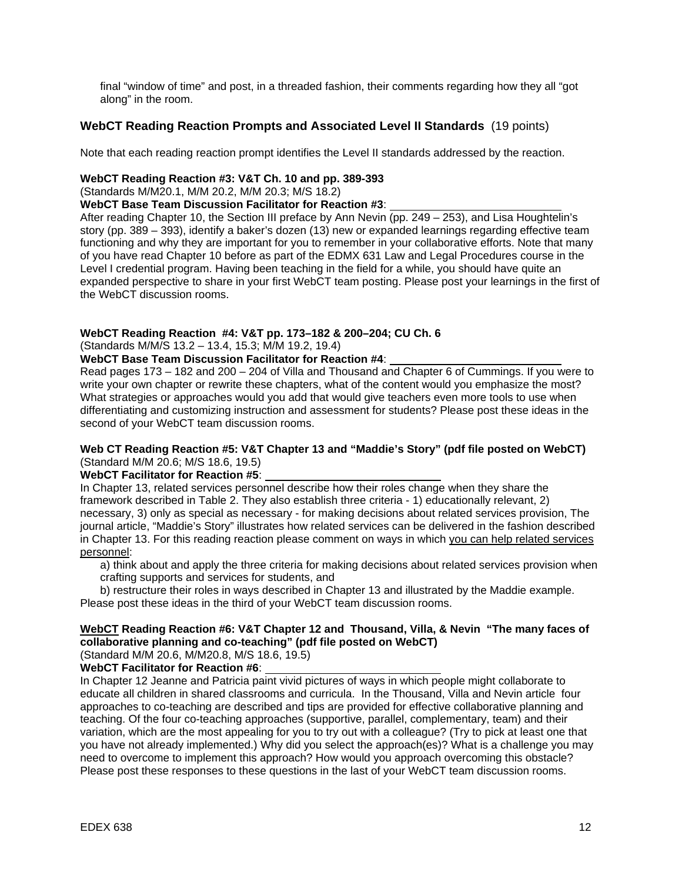final “window of time” and post, in a threaded fashion, their comments regarding how they all “got along” in the room.

## WebCT Reading Reaction Prompts and Associated Level II Standards (19 points)

Note that each reading reaction prompt identifies the Level II standards addressed by the reaction.

**WebCT Reading Reaction #3: V&T Ch. 10 and pp. 389-393**
(Standards M/M20.1, M/M 20.2, M/M 20.3; M/S 18.2)
**WebCT Base Team Discussion Facilitator for Reaction #3**: ____________________________
After reading Chapter 10, the Section III preface by Ann Nevin (pp. 249 – 253), and Lisa Houghtelin’s story (pp. 389 – 393), identify a baker’s dozen (13) new or expanded learnings regarding effective team functioning and why they are important for you to remember in your collaborative efforts. Note that many of you have read Chapter 10 before as part of the EDMX 631 Law and Legal Procedures course in the Level I credential program. Having been teaching in the field for a while, you should have quite an expanded perspective to share in your first WebCT team posting. Please post your learnings in the first of the WebCT discussion rooms.

**WebCT Reading Reaction #4: V&T pp. 173–182 & 200–204; CU Ch. 6**
(Standards M/M/S 13.2 – 13.4, 15.3; M/M 19.2, 19.4)
**WebCT Base Team Discussion Facilitator for Reaction #4**: ____________________________
Read pages 173 – 182 and 200 – 204 of Villa and Thousand and Chapter 6 of Cummings. If you were to write your own chapter or rewrite these chapters, what of the content would you emphasize the most? What strategies or approaches would you add that would give teachers even more tools to use when differentiating and customizing instruction and assessment for students? Please post these ideas in the second of your WebCT team discussion rooms.

**Web CT Reading Reaction #5: V&T Chapter 13 and “Maddie’s Story” (pdf file posted on WebCT)**
(Standard M/M 20.6; M/S 18.6, 19.5)
**WebCT Facilitator for Reaction #5**: ____________________________
In Chapter 13, related services personnel describe how their roles change when they share the framework described in Table 2. They also establish three criteria - 1) educationally relevant, 2) necessary, 3) only as special as necessary - for making decisions about related services provision, The journal article, “Maddie’s Story” illustrates how related services can be delivered in the fashion described in Chapter 13. For this reading reaction please comment on ways in which <u>you can help related services personnel</u>:

a) think about and apply the three criteria for making decisions about related services provision when crafting supports and services for students, and

b) restructure their roles in ways described in Chapter 13 and illustrated by the Maddie example.

Please post these ideas in the third of your WebCT team discussion rooms.

**<u>WebCT</u> Reading Reaction #6: V&T Chapter 12 and Thousand, Villa, & Nevin “The many faces of collaborative planning and co-teaching” (pdf file posted on WebCT)**
(Standard M/M 20.6, M/M20.8, M/S 18.6, 19.5)
**WebCT Facilitator for Reaction #6**: ____________________________
In Chapter 12 Jeanne and Patricia paint vivid pictures of ways in which people might collaborate to educate all children in shared classrooms and curricula. In the Thousand, Villa and Nevin article four approaches to co-teaching are described and tips are provided for effective collaborative planning and teaching. Of the four co-teaching approaches (supportive, parallel, complementary, team) and their variation, which are the most appealing for you to try out with a colleague? (Try to pick at least one that you have not already implemented.) Why did you select the approach(es)? What is a challenge you may need to overcome to implement this approach? How would you approach overcoming this obstacle? Please post these responses to these questions in the last of your WebCT team discussion rooms.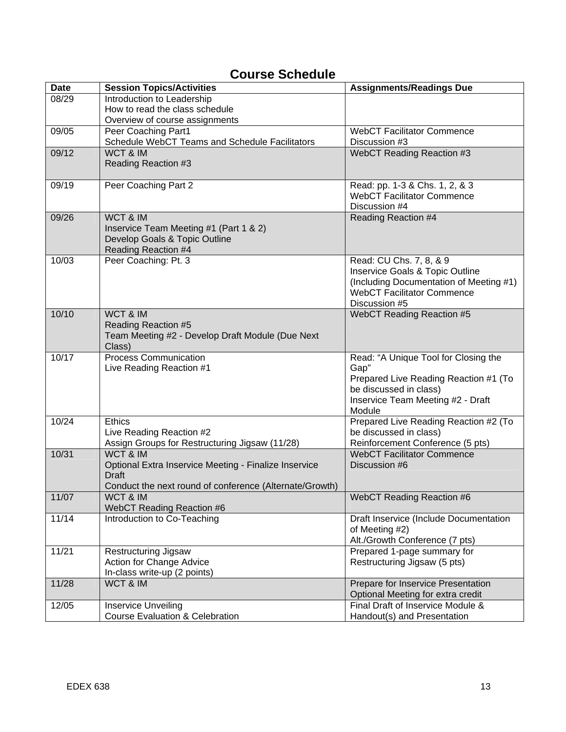# Course Schedule

| Date | Session Topics/Activities | Assignments/Readings Due |
|---|---|---|
| 08/29 | Introduction to Leadership<br>How to read the class schedule<br>Overview of course assignments | |
| 09/05 | Peer Coaching Part1<br>Schedule WebCT Teams and Schedule Facilitators | WebCT Facilitator Commence Discussion #3 |
| 09/12 | WCT & IM<br>Reading Reaction #3 | WebCT Reading Reaction #3 |
| 09/19 | Peer Coaching Part 2 | Read: pp. 1-3 & Chs. 1, 2, & 3<br>WebCT Facilitator Commence Discussion #4 |
| 09/26 | WCT & IM<br>Inservice Team Meeting #1 (Part 1 & 2)<br>Develop Goals & Topic Outline<br>Reading Reaction #4 | Reading Reaction #4 |
| 10/03 | Peer Coaching: Pt. 3 | Read: CU Chs. 7, 8, & 9<br>Inservice Goals & Topic Outline (Including Documentation of Meeting #1)<br>WebCT Facilitator Commence Discussion #5 |
| 10/10 | WCT & IM<br>Reading Reaction #5<br>Team Meeting #2 - Develop Draft Module (Due Next Class) | WebCT Reading Reaction #5 |
| 10/17 | Process Communication<br>Live Reading Reaction #1 | Read: "A Unique Tool for Closing the Gap"<br>Prepared Live Reading Reaction #1 (To be discussed in class)<br>Inservice Team Meeting #2 - Draft Module |
| 10/24 | Ethics<br>Live Reading Reaction #2<br>Assign Groups for Restructuring Jigsaw (11/28) | Prepared Live Reading Reaction #2 (To be discussed in class)<br>Reinforcement Conference (5 pts) |
| 10/31 | WCT & IM<br>Optional Extra Inservice Meeting - Finalize Inservice Draft<br>Conduct the next round of conference (Alternate/Growth) | WebCT Facilitator Commence Discussion #6 |
| 11/07 | WCT & IM<br>WebCT Reading Reaction #6 | WebCT Reading Reaction #6 |
| 11/14 | Introduction to Co-Teaching | Draft Inservice (Include Documentation of Meeting #2)<br>Alt./Growth Conference (7 pts) |
| 11/21 | Restructuring Jigsaw<br>Action for Change Advice<br>In-class write-up (2 points) | Prepared 1-page summary for Restructuring Jigsaw (5 pts) |
| 11/28 | WCT & IM | Prepare for Inservice Presentation<br>Optional Meeting for extra credit |
| 12/05 | Inservice Unveiling<br>Course Evaluation & Celebration | Final Draft of Inservice Module & Handout(s) and Presentation |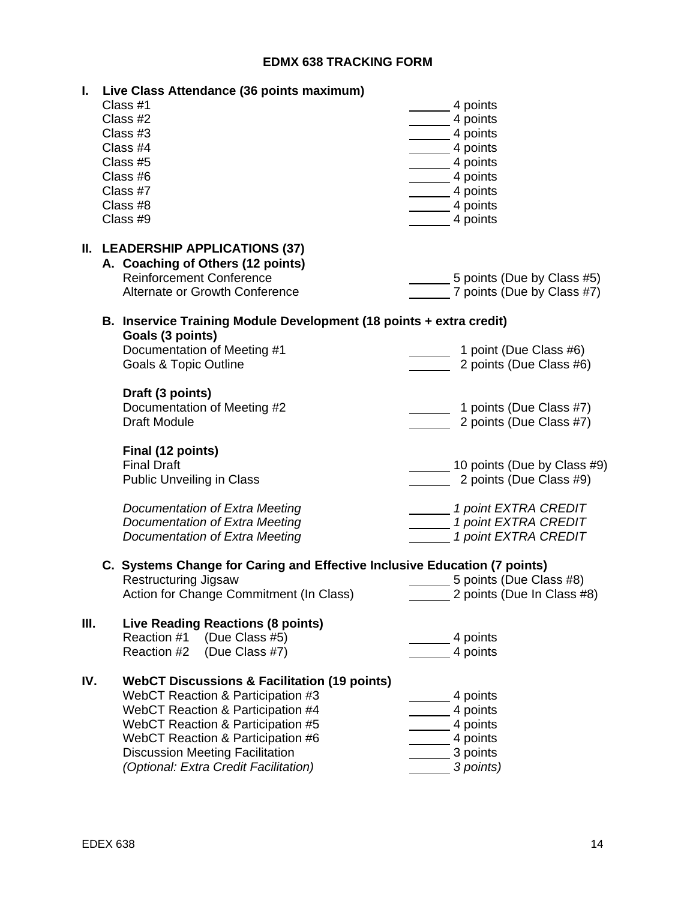## EDMX 638 TRACKING FORM

**I. Live Class Attendance (36 points maximum)**

| | | |
|---|---|---|
| Class #1 | ______ | 4 points |
| Class #2 | ______ | 4 points |
| Class #3 | ______ | 4 points |
| Class #4 | ______ | 4 points |
| Class #5 | ______ | 4 points |
| Class #6 | ______ | 4 points |
| Class #7 | ______ | 4 points |
| Class #8 | ______ | 4 points |
| Class #9 | ______ | 4 points |

**II. LEADERSHIP APPLICATIONS (37)**

**A. Coaching of Others (12 points)**

| | | |
|---|---|---|
| Reinforcement Conference | ______ | 5 points (Due by Class #5) |
| Alternate or Growth Conference | ______ | 7 points (Due by Class #7) |

**B. Inservice Training Module Development (18 points + extra credit)**

**Goals (3 points)**

| | | |
|---|---|---|
| Documentation of Meeting #1 | ______ | 1 point (Due Class #6) |
| Goals & Topic Outline | ______ | 2 points (Due Class #6) |

**Draft (3 points)**

| | | |
|---|---|---|
| Documentation of Meeting #2 | ______ | 1 points (Due Class #7) |
| Draft Module | ______ | 2 points (Due Class #7) |

**Final (12 points)**

| | | |
|---|---|---|
| Final Draft | ______ | 10 points (Due by Class #9) |
| Public Unveiling in Class | ______ | 2 points (Due Class #9) |
| *Documentation of Extra Meeting* | ______ | *1 point EXTRA CREDIT* |
| *Documentation of Extra Meeting* | ______ | *1 point EXTRA CREDIT* |
| *Documentation of Extra Meeting* | ______ | *1 point EXTRA CREDIT* |

**C. Systems Change for Caring and Effective Inclusive Education (7 points)**

| | | |
|---|---|---|
| Restructuring Jigsaw | ______ | 5 points (Due Class #8) |
| Action for Change Commitment (In Class) | ______ | 2 points (Due In Class #8) |

**III. Live Reading Reactions (8 points)**

| | | |
|---|---|---|
| Reaction #1 (Due Class #5) | ______ | 4 points |
| Reaction #2 (Due Class #7) | ______ | 4 points |

**IV. WebCT Discussions & Facilitation (19 points)**

| | | |
|---|---|---|
| WebCT Reaction & Participation #3 | ______ | 4 points |
| WebCT Reaction & Participation #4 | ______ | 4 points |
| WebCT Reaction & Participation #5 | ______ | 4 points |
| WebCT Reaction & Participation #6 | ______ | 4 points |
| Discussion Meeting Facilitation | ______ | 3 points |
| *(Optional: Extra Credit Facilitation)* | ______ | *3 points)* |